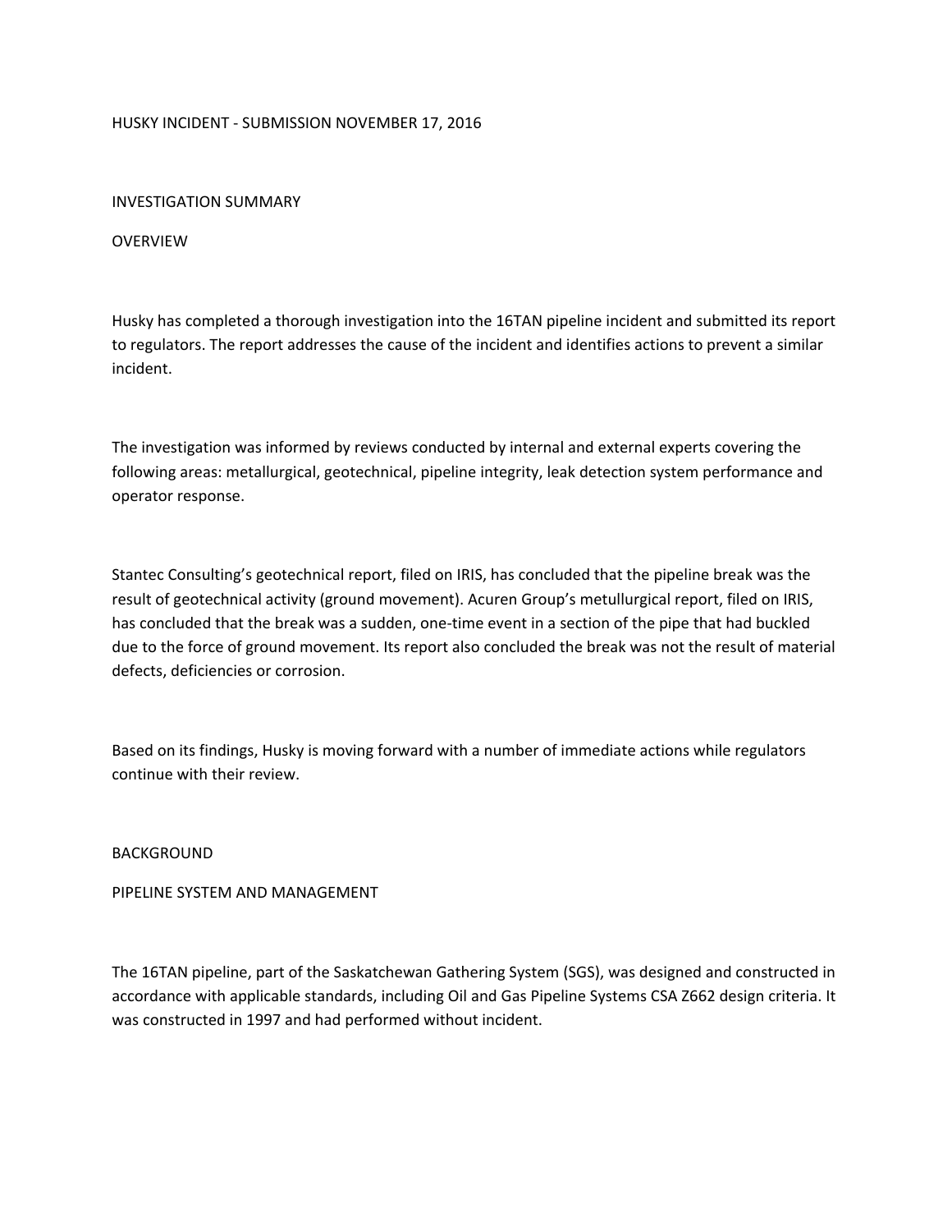# HUSKY INCIDENT - SUBMISSION NOVEMBER 17, 2016

## INVESTIGATION SUMMARY

### OVERVIEW

Husky has completed a thorough investigation into the 16TAN pipeline incident and submitted its report to regulators. The report addresses the cause of the incident and identifies actions to prevent a similar incident.

The investigation was informed by reviews conducted by internal and external experts covering the following areas: metallurgical, geotechnical, pipeline integrity, leak detection system performance and operator response.

Stantec Consulting's geotechnical report, filed on IRIS, has concluded that the pipeline break was the result of geotechnical activity (ground movement). Acuren Group's metullurgical report, filed on IRIS, has concluded that the break was a sudden, one-time event in a section of the pipe that had buckled due to the force of ground movement. Its report also concluded the break was not the result of material defects, deficiencies or corrosion.

Based on its findings, Husky is moving forward with a number of immediate actions while regulators continue with their review.

## BACKGROUND

### PIPELINE SYSTEM AND MANAGEMENT

The 16TAN pipeline, part of the Saskatchewan Gathering System (SGS), was designed and constructed in accordance with applicable standards, including Oil and Gas Pipeline Systems CSA Z662 design criteria. It was constructed in 1997 and had performed without incident.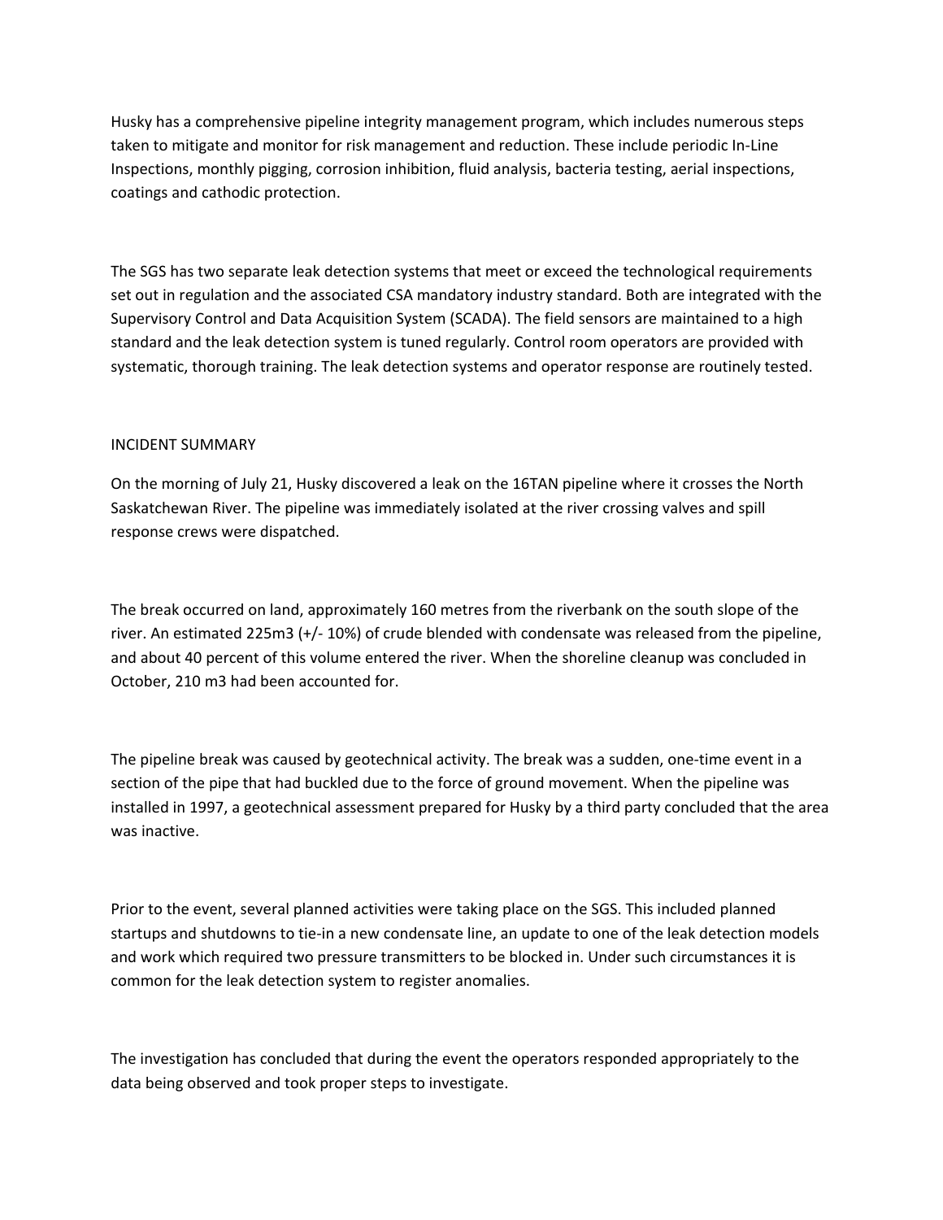Husky has a comprehensive pipeline integrity management program, which includes numerous steps taken to mitigate and monitor for risk management and reduction. These include periodic In-Line Inspections, monthly pigging, corrosion inhibition, fluid analysis, bacteria testing, aerial inspections, coatings and cathodic protection.

The SGS has two separate leak detection systems that meet or exceed the technological requirements set out in regulation and the associated CSA mandatory industry standard. Both are integrated with the Supervisory Control and Data Acquisition System (SCADA). The field sensors are maintained to a high standard and the leak detection system is tuned regularly. Control room operators are provided with systematic, thorough training. The leak detection systems and operator response are routinely tested.

## INCIDENT SUMMARY

On the morning of July 21, Husky discovered a leak on the 16TAN pipeline where it crosses the North Saskatchewan River. The pipeline was immediately isolated at the river crossing valves and spill response crews were dispatched.

The break occurred on land, approximately 160 metres from the riverbank on the south slope of the river. An estimated 225m3 (+/- 10%) of crude blended with condensate was released from the pipeline, and about 40 percent of this volume entered the river. When the shoreline cleanup was concluded in October, 210 m3 had been accounted for.

The pipeline break was caused by geotechnical activity. The break was a sudden, one-time event in a section of the pipe that had buckled due to the force of ground movement. When the pipeline was installed in 1997, a geotechnical assessment prepared for Husky by a third party concluded that the area was inactive.

Prior to the event, several planned activities were taking place on the SGS. This included planned startups and shutdowns to tie-in a new condensate line, an update to one of the leak detection models and work which required two pressure transmitters to be blocked in. Under such circumstances it is common for the leak detection system to register anomalies.

The investigation has concluded that during the event the operators responded appropriately to the data being observed and took proper steps to investigate.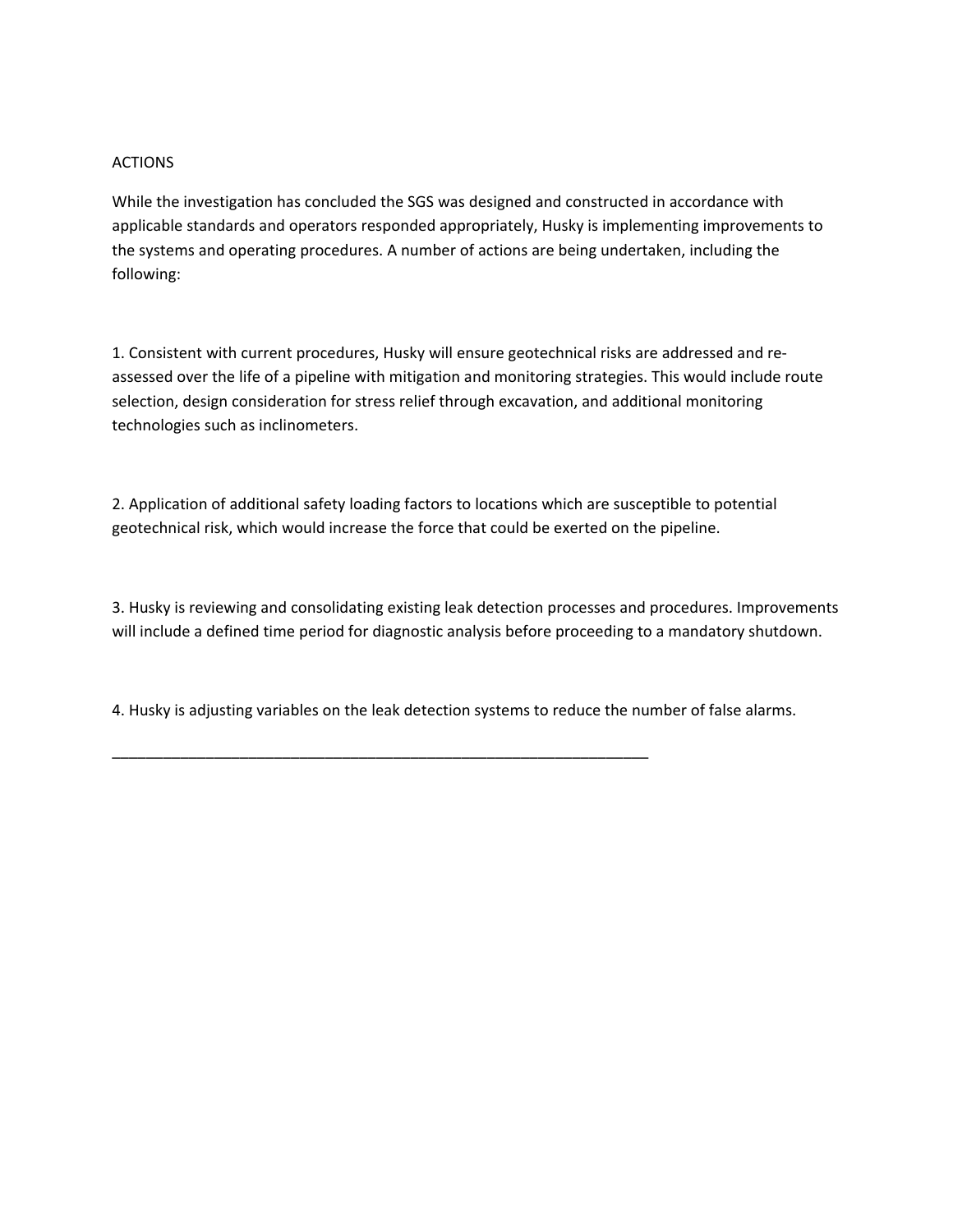## ACTIONS

While the investigation has concluded the SGS was designed and constructed in accordance with applicable standards and operators responded appropriately, Husky is implementing improvements to the systems and operating procedures. A number of actions are being undertaken, including the following:

1. Consistent with current procedures, Husky will ensure geotechnical risks are addressed and re-assessed over the life of a pipeline with mitigation and monitoring strategies. This would include route selection, design consideration for stress relief through excavation, and additional monitoring technologies such as inclinometers.

2. Application of additional safety loading factors to locations which are susceptible to potential geotechnical risk, which would increase the force that could be exerted on the pipeline.

3. Husky is reviewing and consolidating existing leak detection processes and procedures. Improvements will include a defined time period for diagnostic analysis before proceeding to a mandatory shutdown.

4. Husky is adjusting variables on the leak detection systems to reduce the number of false alarms.

---